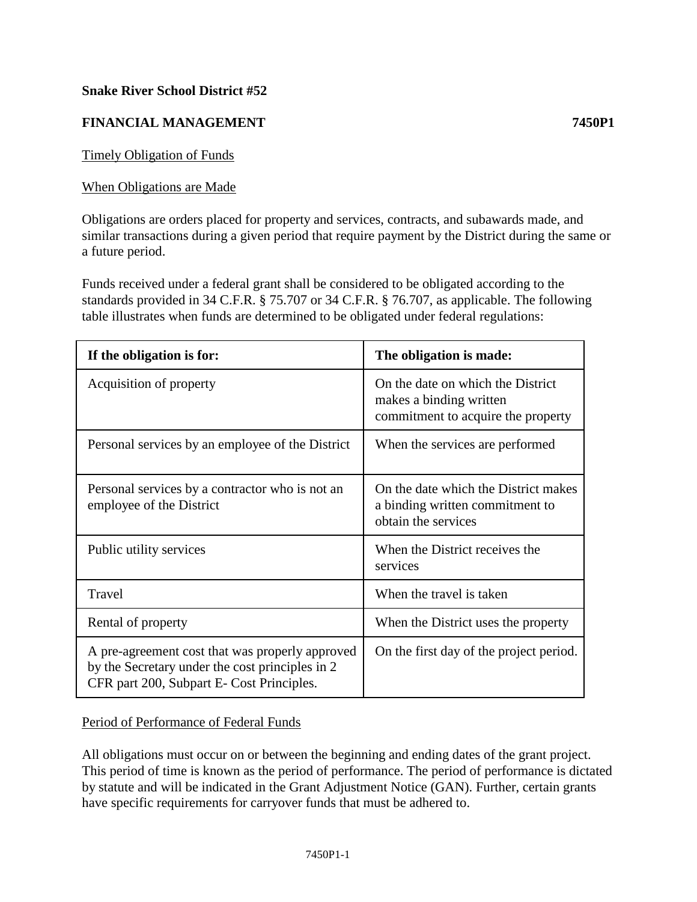**Snake River School District #52**

**FINANCIAL MANAGEMENT 7450P1**

Timely Obligation of Funds

When Obligations are Made

Obligations are orders placed for property and services, contracts, and subawards made, and similar transactions during a given period that require payment by the District during the same or a future period.

Funds received under a federal grant shall be considered to be obligated according to the standards provided in 34 C.F.R. § 75.707 or 34 C.F.R. § 76.707, as applicable. The following table illustrates when funds are determined to be obligated under federal regulations:

| **If the obligation is for:** | **The obligation is made:** |
|---|---|
| Acquisition of property | On the date on which the District makes a binding written commitment to acquire the property |
| Personal services by an employee of the District | When the services are performed |
| Personal services by a contractor who is not an employee of the District | On the date which the District makes a binding written commitment to obtain the services |
| Public utility services | When the District receives the services |
| Travel | When the travel is taken |
| Rental of property | When the District uses the property |
| A pre-agreement cost that was properly approved by the Secretary under the cost principles in 2 CFR part 200, Subpart E- Cost Principles. | On the first day of the project period. |

Period of Performance of Federal Funds

All obligations must occur on or between the beginning and ending dates of the grant project. This period of time is known as the period of performance. The period of performance is dictated by statute and will be indicated in the Grant Adjustment Notice (GAN). Further, certain grants have specific requirements for carryover funds that must be adhered to.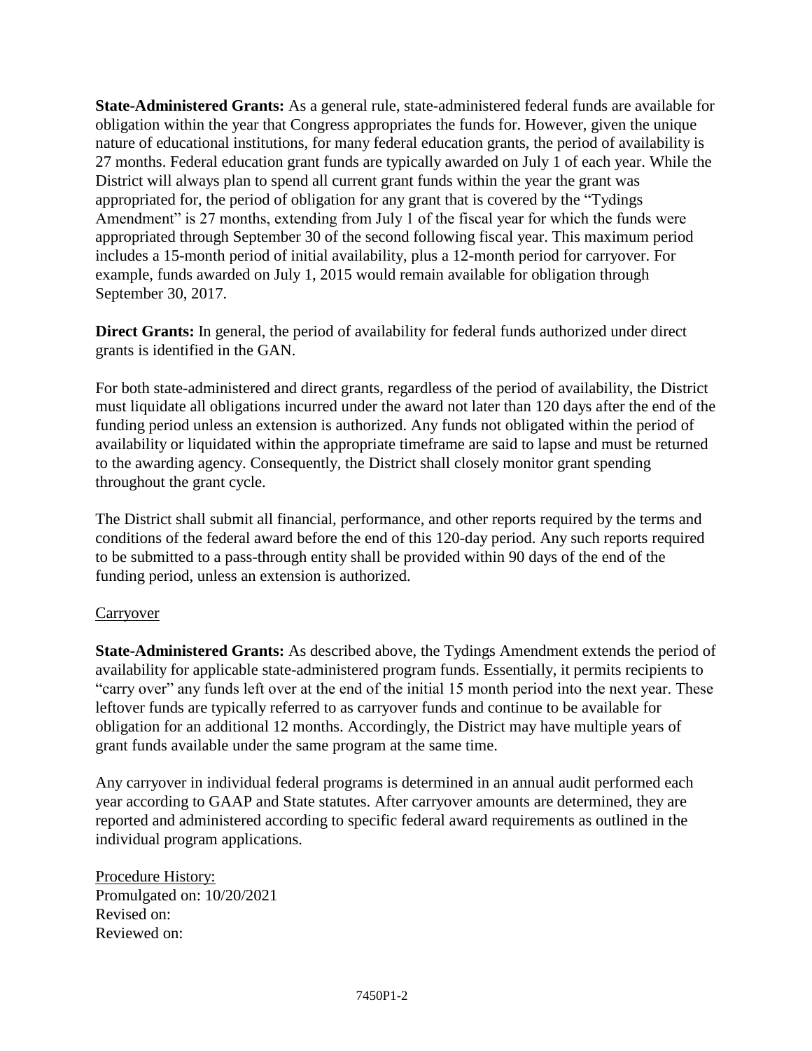**State-Administered Grants:** As a general rule, state-administered federal funds are available for obligation within the year that Congress appropriates the funds for. However, given the unique nature of educational institutions, for many federal education grants, the period of availability is 27 months. Federal education grant funds are typically awarded on July 1 of each year. While the District will always plan to spend all current grant funds within the year the grant was appropriated for, the period of obligation for any grant that is covered by the "Tydings Amendment" is 27 months, extending from July 1 of the fiscal year for which the funds were appropriated through September 30 of the second following fiscal year. This maximum period includes a 15-month period of initial availability, plus a 12-month period for carryover. For example, funds awarded on July 1, 2015 would remain available for obligation through September 30, 2017.

**Direct Grants:** In general, the period of availability for federal funds authorized under direct grants is identified in the GAN.

For both state-administered and direct grants, regardless of the period of availability, the District must liquidate all obligations incurred under the award not later than 120 days after the end of the funding period unless an extension is authorized. Any funds not obligated within the period of availability or liquidated within the appropriate timeframe are said to lapse and must be returned to the awarding agency. Consequently, the District shall closely monitor grant spending throughout the grant cycle.

The District shall submit all financial, performance, and other reports required by the terms and conditions of the federal award before the end of this 120-day period. Any such reports required to be submitted to a pass-through entity shall be provided within 90 days of the end of the funding period, unless an extension is authorized.

Carryover

**State-Administered Grants:** As described above, the Tydings Amendment extends the period of availability for applicable state-administered program funds. Essentially, it permits recipients to "carry over" any funds left over at the end of the initial 15 month period into the next year. These leftover funds are typically referred to as carryover funds and continue to be available for obligation for an additional 12 months. Accordingly, the District may have multiple years of grant funds available under the same program at the same time.

Any carryover in individual federal programs is determined in an annual audit performed each year according to GAAP and State statutes. After carryover amounts are determined, they are reported and administered according to specific federal award requirements as outlined in the individual program applications.

Procedure History:
Promulgated on: 10/20/2021
Revised on:
Reviewed on: